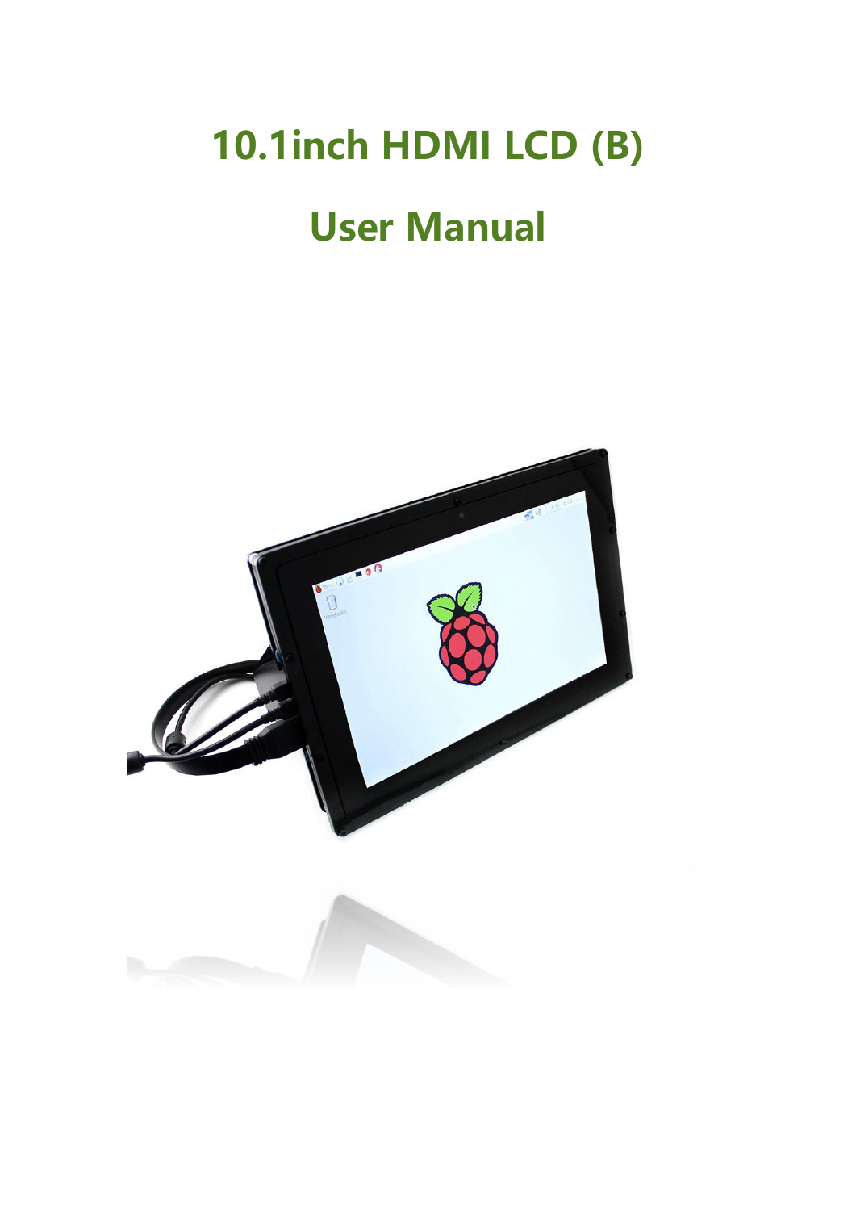# 10.1inch HDMI LCD (B)

# User Manual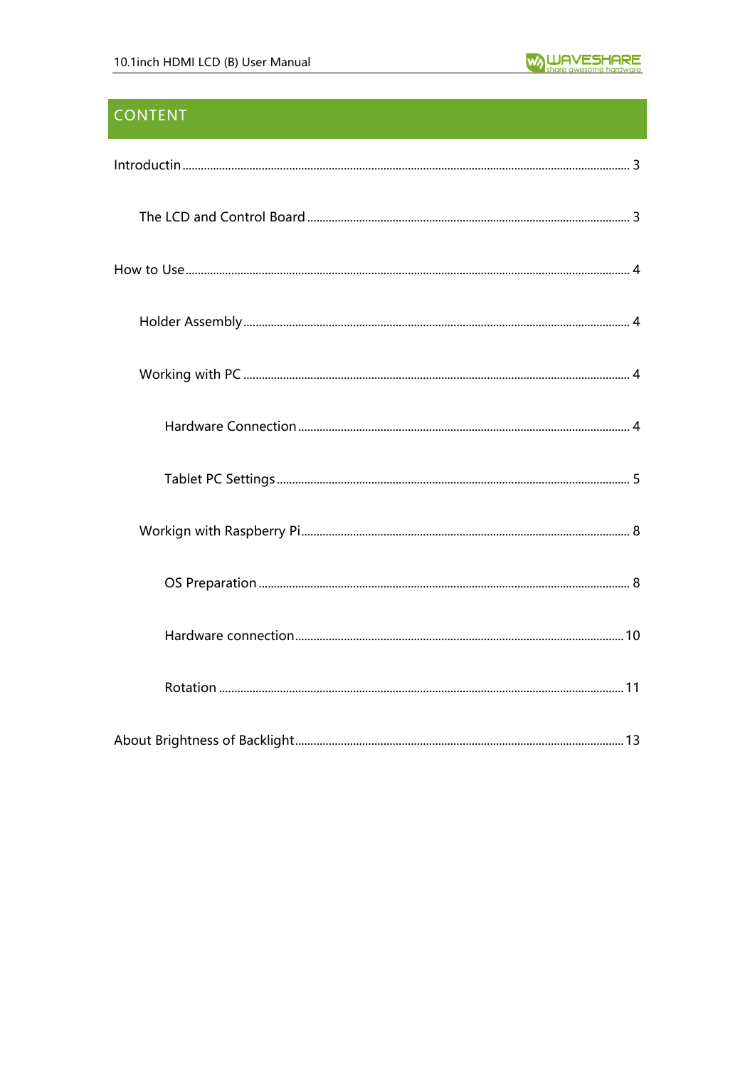# CONTENT

Introductin ........ 3

- The LCD and Control Board ........ 3

How to Use ........ 4

- Holder Assembly ........ 4
- Working with PC ........ 4
  - Hardware Connection ........ 4
  - Tablet PC Settings ........ 5
- Workign with Raspberry Pi ........ 8
  - OS Preparation ........ 8
  - Hardware connection ........ 10
  - Rotation ........ 11

About Brightness of Backlight ........ 13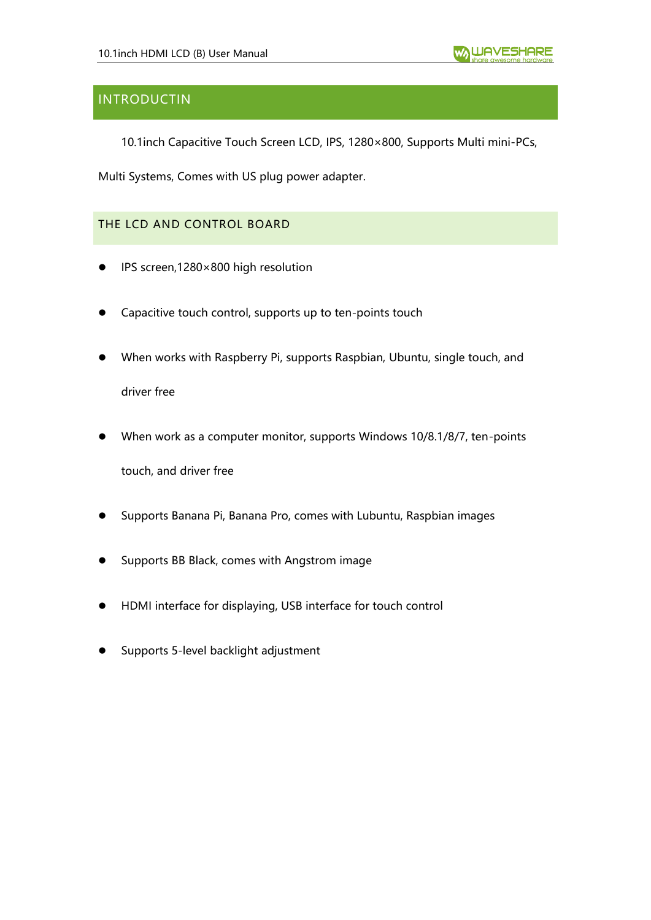# INTRODUCTIN

10.1inch Capacitive Touch Screen LCD, IPS, 1280×800, Supports Multi mini-PCs, Multi Systems, Comes with US plug power adapter.

## THE LCD AND CONTROL BOARD

- IPS screen,1280×800 high resolution
- Capacitive touch control, supports up to ten-points touch
- When works with Raspberry Pi, supports Raspbian, Ubuntu, single touch, and driver free
- When work as a computer monitor, supports Windows 10/8.1/8/7, ten-points touch, and driver free
- Supports Banana Pi, Banana Pro, comes with Lubuntu, Raspbian images
- Supports BB Black, comes with Angstrom image
- HDMI interface for displaying, USB interface for touch control
- Supports 5-level backlight adjustment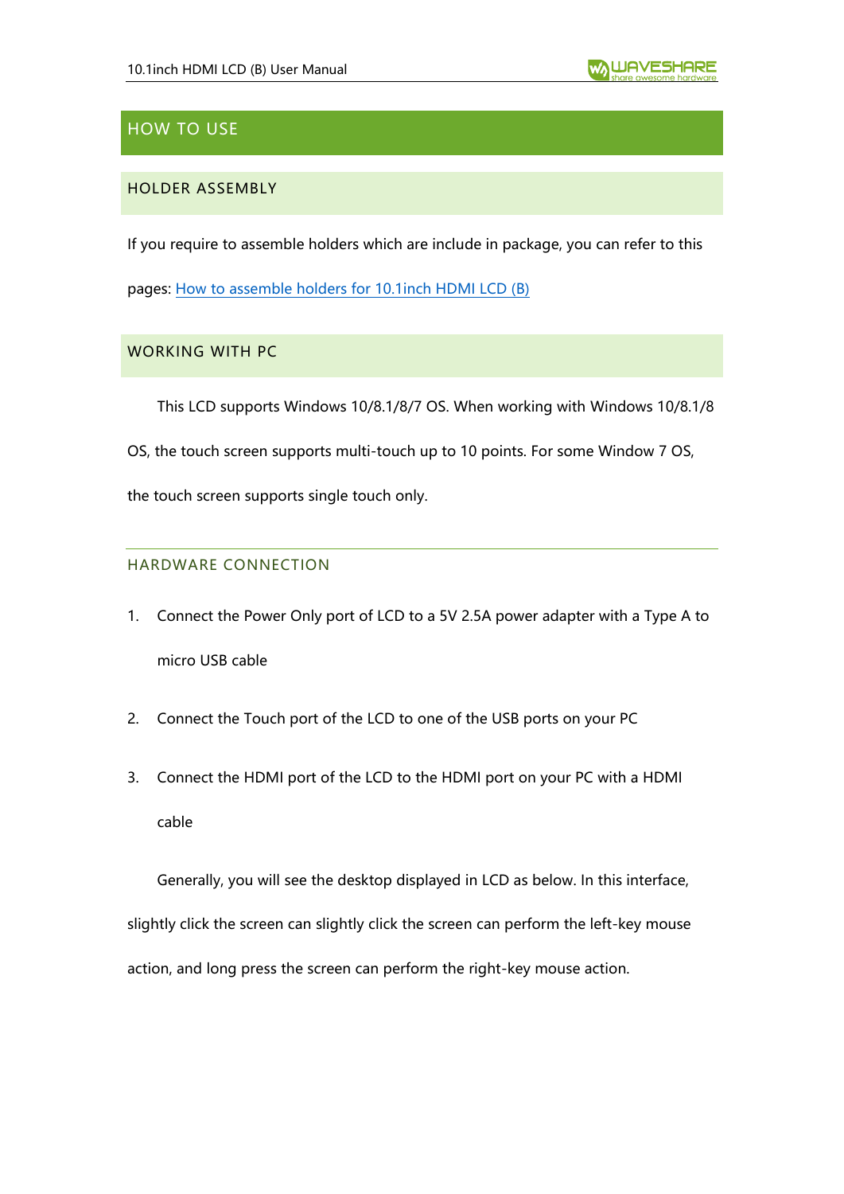# HOW TO USE

## HOLDER ASSEMBLY

If you require to assemble holders which are include in package, you can refer to this pages: [How to assemble holders for 10.1inch HDMI LCD (B)]

## WORKING WITH PC

This LCD supports Windows 10/8.1/8/7 OS. When working with Windows 10/8.1/8 OS, the touch screen supports multi-touch up to 10 points. For some Window 7 OS, the touch screen supports single touch only.

### HARDWARE CONNECTION

1. Connect the Power Only port of LCD to a 5V 2.5A power adapter with a Type A to micro USB cable
2. Connect the Touch port of the LCD to one of the USB ports on your PC
3. Connect the HDMI port of the LCD to the HDMI port on your PC with a HDMI cable

Generally, you will see the desktop displayed in LCD as below. In this interface, slightly click the screen can slightly click the screen can perform the left-key mouse action, and long press the screen can perform the right-key mouse action.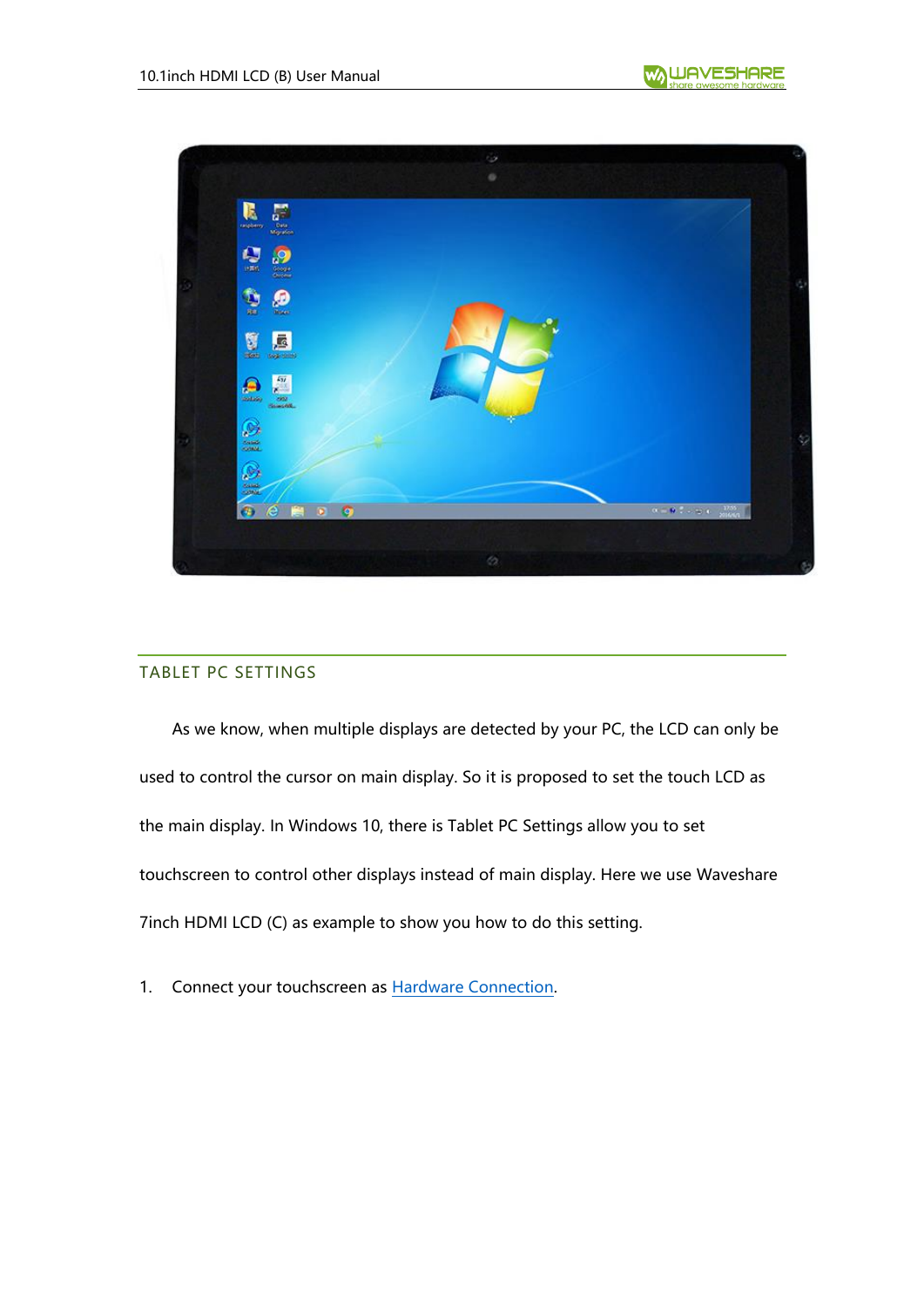## TABLET PC SETTINGS

As we know, when multiple displays are detected by your PC, the LCD can only be used to control the cursor on main display. So it is proposed to set the touch LCD as the main display. In Windows 10, there is Tablet PC Settings allow you to set touchscreen to control other displays instead of main display. Here we use Waveshare 7inch HDMI LCD (C) as example to show you how to do this setting.

1. Connect your touchscreen as Hardware Connection.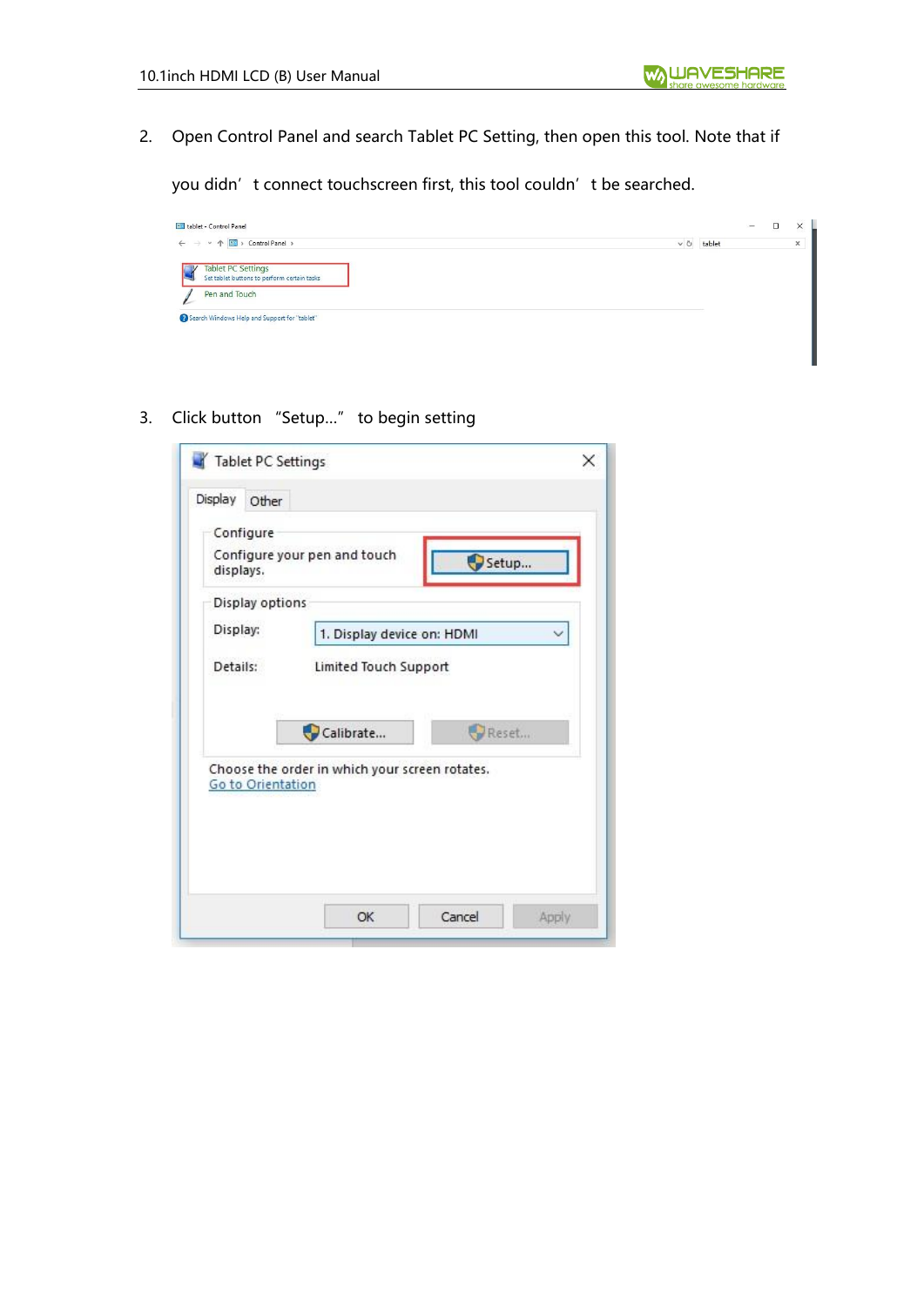2. Open Control Panel and search Tablet PC Setting, then open this tool. Note that if you didn’t connect touchscreen first, this tool couldn’t be searched.

3. Click button “Setup...” to begin setting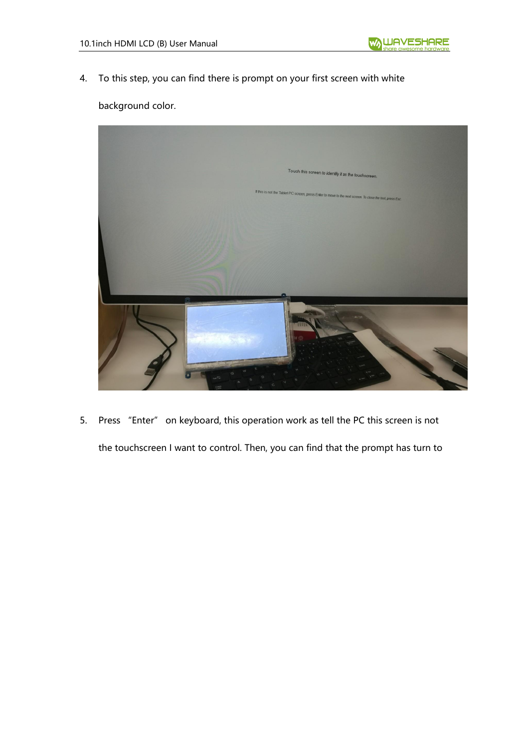4. To this step, you can find there is prompt on your first screen with white background color.

5. Press "Enter" on keyboard, this operation work as tell the PC this screen is not the touchscreen I want to control. Then, you can find that the prompt has turn to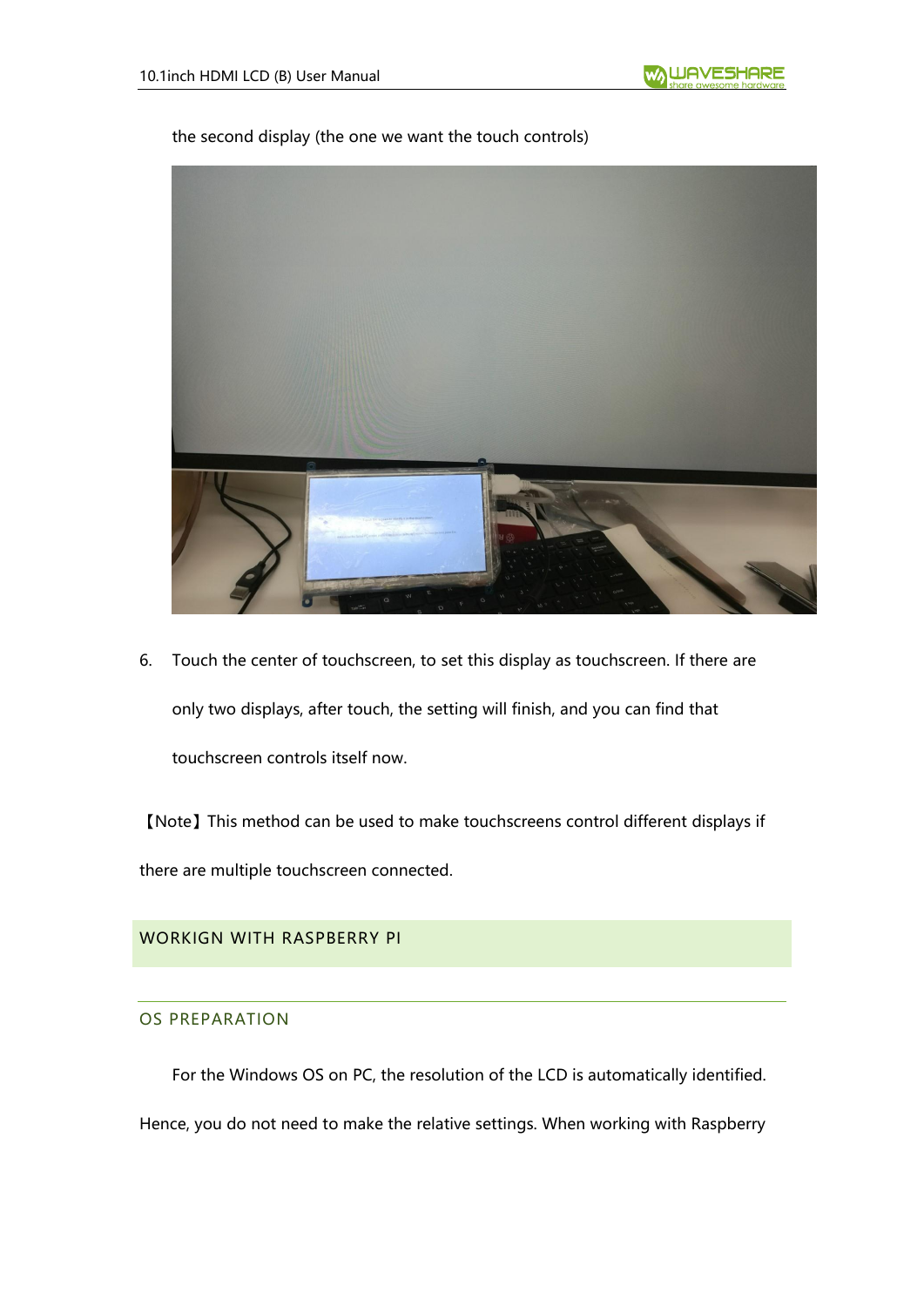the second display (the one we want the touch controls)

6. Touch the center of touchscreen, to set this display as touchscreen. If there are only two displays, after touch, the setting will finish, and you can find that touchscreen controls itself now.

【Note】This method can be used to make touchscreens control different displays if there are multiple touchscreen connected.

## WORKIGN WITH RASPBERRY PI

### OS PREPARATION

For the Windows OS on PC, the resolution of the LCD is automatically identified. Hence, you do not need to make the relative settings. When working with Raspberry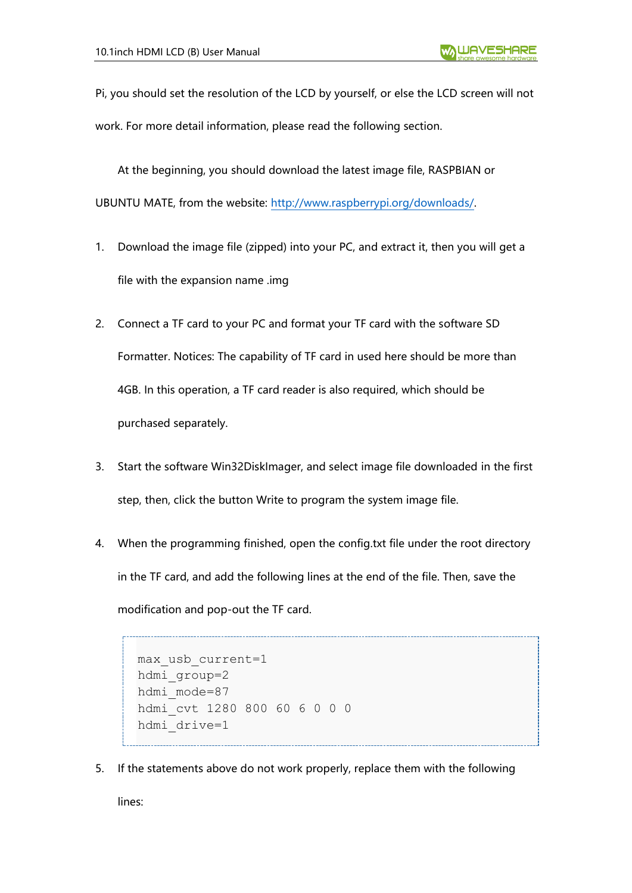Pi, you should set the resolution of the LCD by yourself, or else the LCD screen will not work. For more detail information, please read the following section.

At the beginning, you should download the latest image file, RASPBIAN or UBUNTU MATE, from the website: [http://www.raspberrypi.org/downloads/](http://www.raspberrypi.org/downloads/).

1. Download the image file (zipped) into your PC, and extract it, then you will get a file with the expansion name .img

2. Connect a TF card to your PC and format your TF card with the software SD Formatter. Notices: The capability of TF card in used here should be more than 4GB. In this operation, a TF card reader is also required, which should be purchased separately.

3. Start the software Win32DiskImager, and select image file downloaded in the first step, then, click the button Write to program the system image file.

4. When the programming finished, open the config.txt file under the root directory in the TF card, and add the following lines at the end of the file. Then, save the modification and pop-out the TF card.

```
max_usb_current=1
hdmi_group=2
hdmi_mode=87
hdmi_cvt 1280 800 60 6 0 0 0
hdmi_drive=1
```

5. If the statements above do not work properly, replace them with the following lines: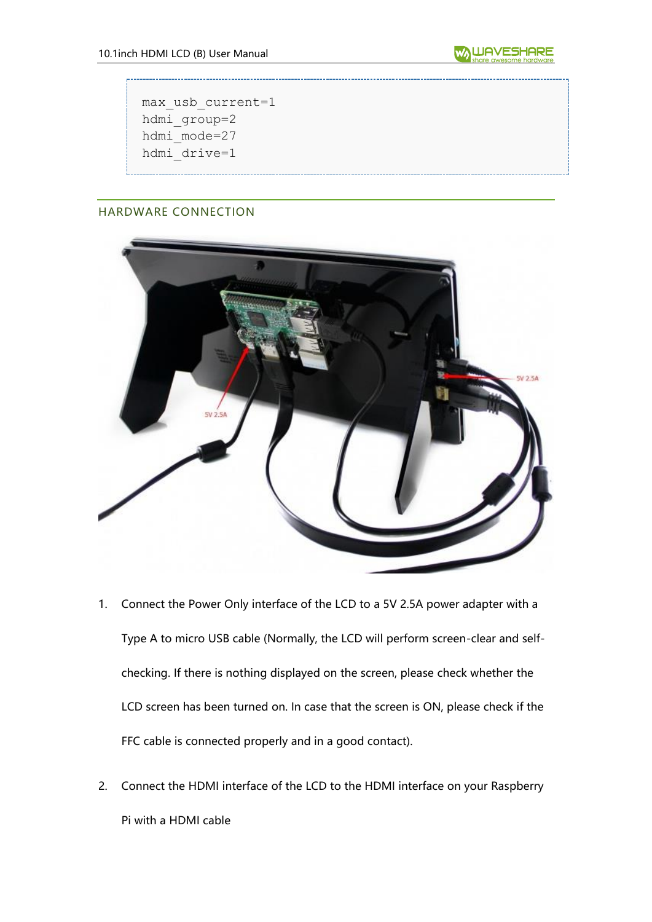```
max_usb_current=1
hdmi_group=2
hdmi_mode=27
hdmi_drive=1
```

## HARDWARE CONNECTION

1. Connect the Power Only interface of the LCD to a 5V 2.5A power adapter with a Type A to micro USB cable (Normally, the LCD will perform screen-clear and self-checking. If there is nothing displayed on the screen, please check whether the LCD screen has been turned on. In case that the screen is ON, please check if the FFC cable is connected properly and in a good contact).

2. Connect the HDMI interface of the LCD to the HDMI interface on your Raspberry Pi with a HDMI cable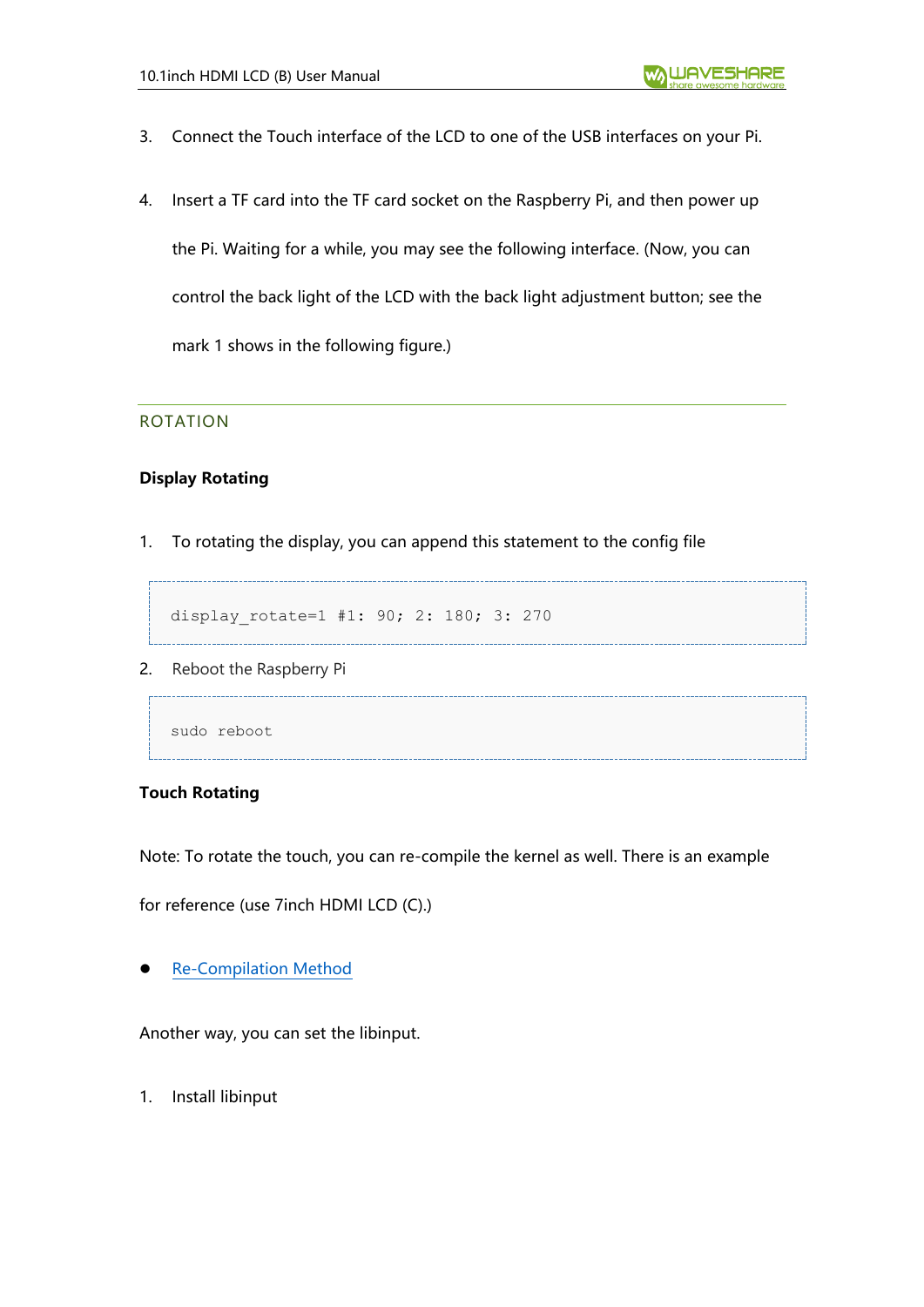3. Connect the Touch interface of the LCD to one of the USB interfaces on your Pi.

4. Insert a TF card into the TF card socket on the Raspberry Pi, and then power up the Pi. Waiting for a while, you may see the following interface. (Now, you can control the back light of the LCD with the back light adjustment button; see the mark 1 shows in the following figure.)

## ROTATION

### Display Rotating

1. To rotating the display, you can append this statement to the config file

```
display_rotate=1 #1: 90; 2: 180; 3: 270
```

2. Reboot the Raspberry Pi

```
sudo reboot
```

### Touch Rotating

Note: To rotate the touch, you can re-compile the kernel as well. There is an example for reference (use 7inch HDMI LCD (C).)

- Re-Compilation Method

Another way, you can set the libinput.

1. Install libinput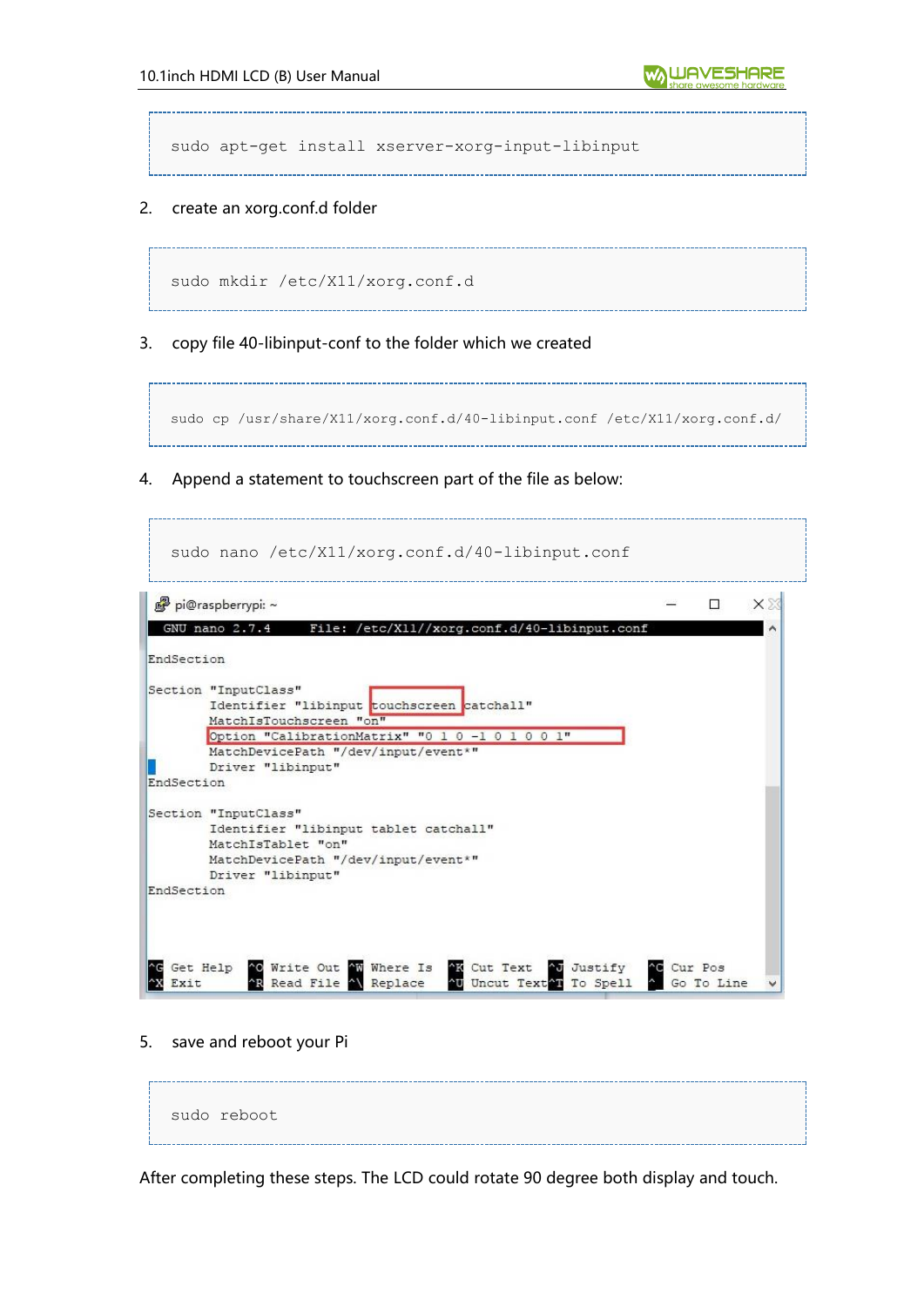```
sudo apt-get install xserver-xorg-input-libinput
```

2. create an xorg.conf.d folder

```
sudo mkdir /etc/X11/xorg.conf.d
```

3. copy file 40-libinput-conf to the folder which we created

```
sudo cp /usr/share/X11/xorg.conf.d/40-libinput.conf /etc/X11/xorg.conf.d/
```

4. Append a statement to touchscreen part of the file as below:

```
sudo nano /etc/X11/xorg.conf.d/40-libinput.conf
```

```
EndSection

Section "InputClass"
        Identifier "libinput touchscreen catchall"
        MatchIsTouchscreen "on"
        Option "CalibrationMatrix" "0 1 0 -1 0 1 0 0 1"
        MatchDevicePath "/dev/input/event*"
        Driver "libinput"
EndSection

Section "InputClass"
        Identifier "libinput tablet catchall"
        MatchIsTablet "on"
        MatchDevicePath "/dev/input/event*"
        Driver "libinput"
EndSection
```

5. save and reboot your Pi

```
sudo reboot
```

After completing these steps. The LCD could rotate 90 degree both display and touch.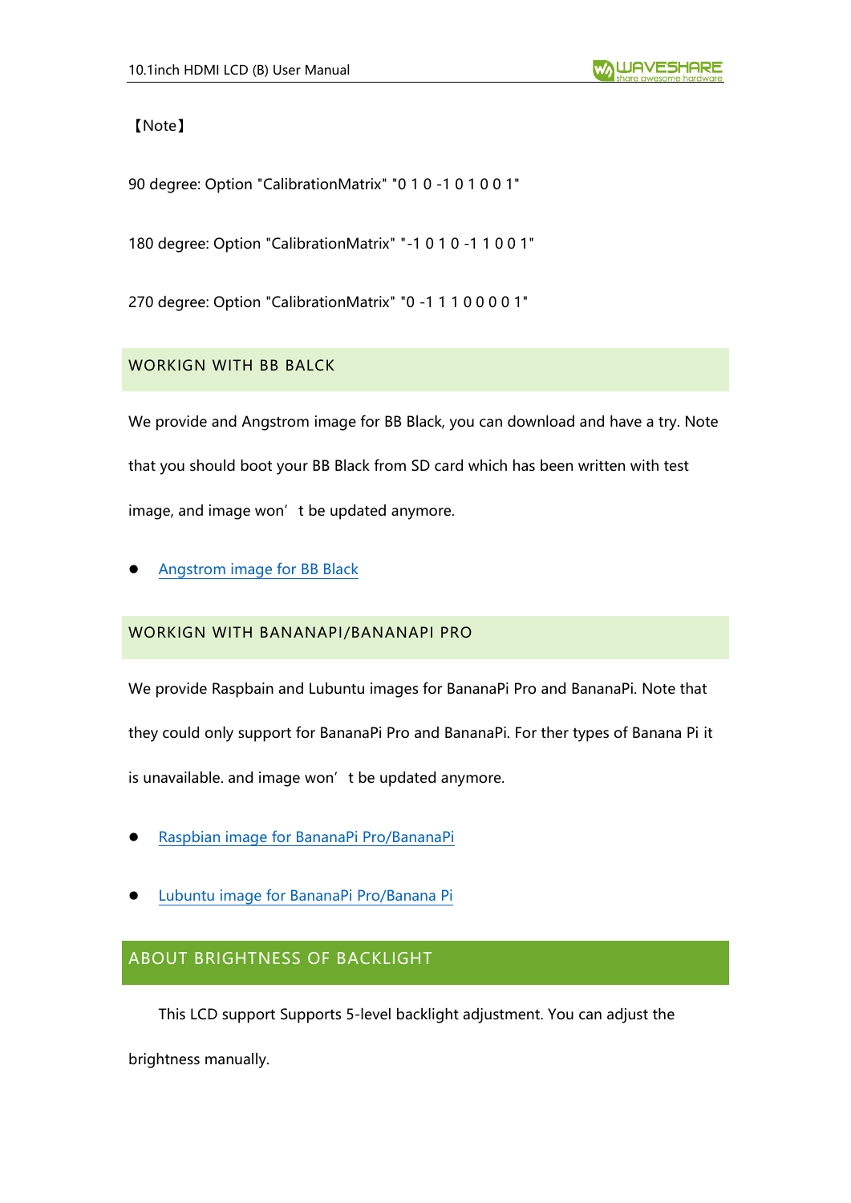【Note】

90 degree: Option "CalibrationMatrix" "0 1 0 -1 0 1 0 0 1"

180 degree: Option "CalibrationMatrix" "-1 0 1 0 -1 1 0 0 1"

270 degree: Option "CalibrationMatrix" "0 -1 1 1 0 0 0 0 1"

### WORKIGN WITH BB BALCK

We provide and Angstrom image for BB Black, you can download and have a try. Note that you should boot your BB Black from SD card which has been written with test image, and image won't be updated anymore.

- Angstrom image for BB Black

### WORKIGN WITH BANANAPI/BANANAPI PRO

We provide Raspbain and Lubuntu images for BananaPi Pro and BananaPi. Note that they could only support for BananaPi Pro and BananaPi. For ther types of Banana Pi it is unavailable. and image won't be updated anymore.

- Raspbian image for BananaPi Pro/BananaPi
- Lubuntu image for BananaPi Pro/Banana Pi

## ABOUT BRIGHTNESS OF BACKLIGHT

This LCD support Supports 5-level backlight adjustment. You can adjust the brightness manually.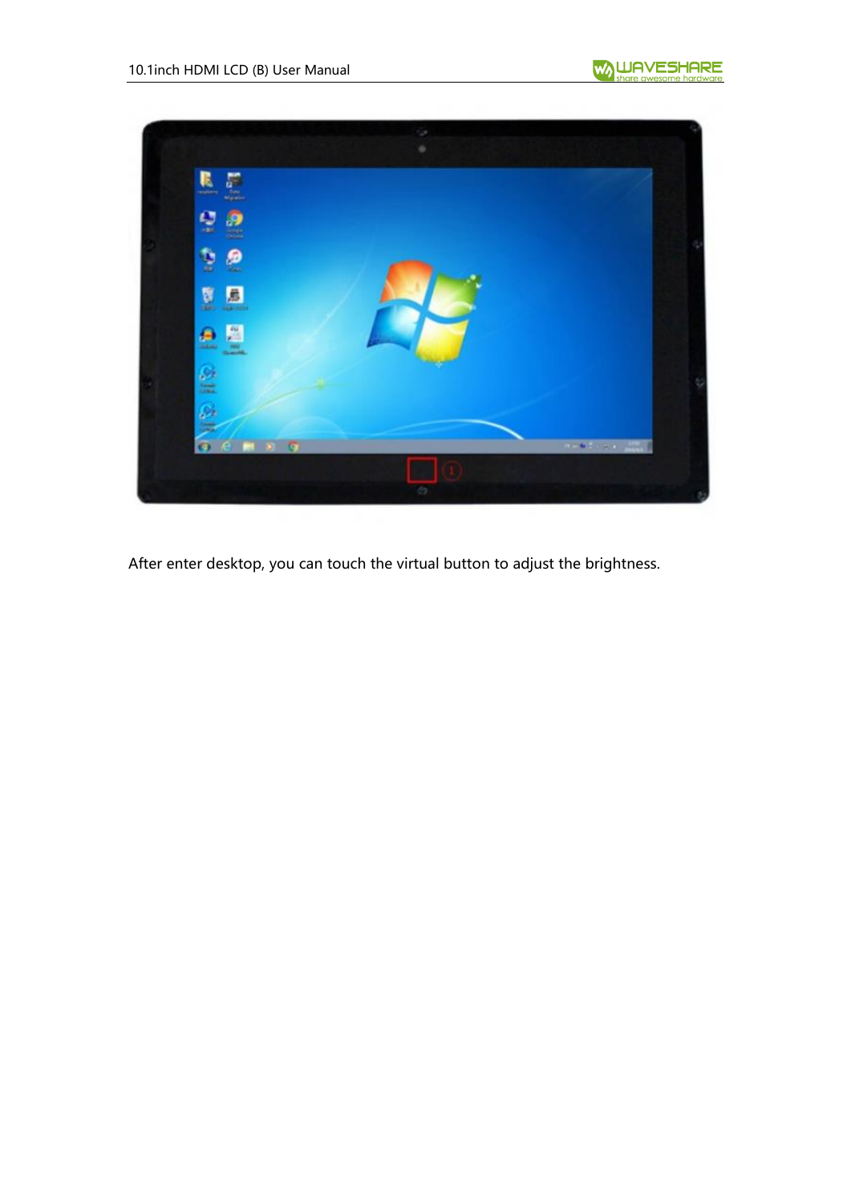After enter desktop, you can touch the virtual button to adjust the brightness.